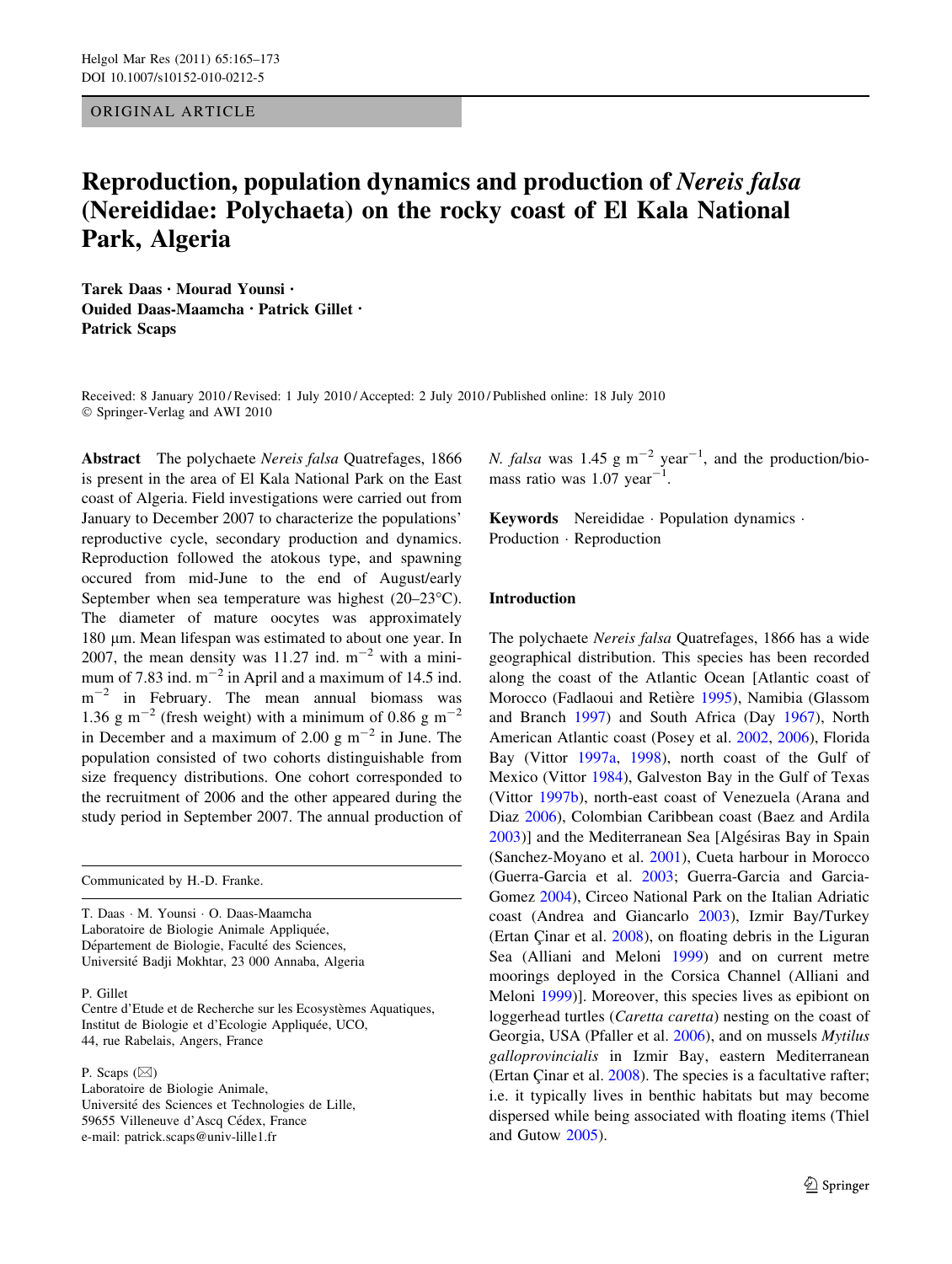ORIGINAL ARTICLE

# Reproduction, population dynamics and production of *Nereis falsa* (Nereididae: Polychaeta) on the rocky coast of El Kala National Park, Algeria

**Tarek Daas · Mourad Younsi · Ouided Daas-Maamcha · Patrick Gillet · Patrick Scaps**

Received: 8 January 2010 / Revised: 1 July 2010 / Accepted: 2 July 2010 / Published online: 18 July 2010
© Springer-Verlag and AWI 2010

**Abstract** The polychaete *Nereis falsa* Quatrefages, 1866 is present in the area of El Kala National Park on the East coast of Algeria. Field investigations were carried out from January to December 2007 to characterize the populations' reproductive cycle, secondary production and dynamics. Reproduction followed the atokous type, and spawning occured from mid-June to the end of August/early September when sea temperature was highest (20–23°C). The diameter of mature oocytes was approximately 180 µm. Mean lifespan was estimated to about one year. In 2007, the mean density was 11.27 ind. $m^{-2}$ with a minimum of 7.83 ind. $m^{-2}$ in April and a maximum of 14.5 ind. $m^{-2}$ in February. The mean annual biomass was 1.36 g $m^{-2}$ (fresh weight) with a minimum of 0.86 g $m^{-2}$ in December and a maximum of 2.00 g $m^{-2}$ in June. The population consisted of two cohorts distinguishable from size frequency distributions. One cohort corresponded to the recruitment of 2006 and the other appeared during the study period in September 2007. The annual production of *N. falsa* was 1.45 g $m^{-2}$ $year^{-1}$, and the production/biomass ratio was 1.07 $year^{-1}$.

**Keywords** Nereididae · Population dynamics · Production · Reproduction

Communicated by H.-D. Franke.

T. Daas · M. Younsi · O. Daas-Maamcha
Laboratoire de Biologie Animale Appliquée, Département de Biologie, Faculté des Sciences, Université Badji Mokhtar, 23 000 Annaba, Algeria

P. Gillet
Centre d'Etude et de Recherche sur les Ecosystèmes Aquatiques, Institut de Biologie et d'Ecologie Appliquée, UCO, 44, rue Rabelais, Angers, France

P. Scaps (✉)
Laboratoire de Biologie Animale, Université des Sciences et Technologies de Lille, 59655 Villeneuve d'Ascq Cédex, France
e-mail: patrick.scaps@univ-lille1.fr

## Introduction

The polychaete *Nereis falsa* Quatrefages, 1866 has a wide geographical distribution. This species has been recorded along the coast of the Atlantic Ocean [Atlantic coast of Morocco (Fadlaoui and Retière 1995), Namibia (Glassom and Branch 1997) and South Africa (Day 1967), North American Atlantic coast (Posey et al. 2002, 2006), Florida Bay (Vittor 1997a, 1998), north coast of the Gulf of Mexico (Vittor 1984), Galveston Bay in the Gulf of Texas (Vittor 1997b), north-east coast of Venezuela (Arana and Diaz 2006), Colombian Caribbean coast (Baez and Ardila 2003)] and the Mediterranean Sea [Algésiras Bay in Spain (Sanchez-Moyano et al. 2001), Cueta harbour in Morocco (Guerra-Garcia et al. 2003; Guerra-Garcia and Garcia-Gomez 2004), Circeo National Park on the Italian Adriatic coast (Andrea and Giancarlo 2003), Izmir Bay/Turkey (Ertan Çinar et al. 2008), on floating debris in the Liguran Sea (Alliani and Meloni 1999) and on current metre moorings deployed in the Corsica Channel (Alliani and Meloni 1999)]. Moreover, this species lives as epibiont on loggerhead turtles (*Caretta caretta*) nesting on the coast of Georgia, USA (Pfaller et al. 2006), and on mussels *Mytilus galloprovincialis* in Izmir Bay, eastern Mediterranean (Ertan Çinar et al. 2008). The species is a facultative rafter; i.e. it typically lives in benthic habitats but may become dispersed while being associated with floating items (Thiel and Gutow 2005).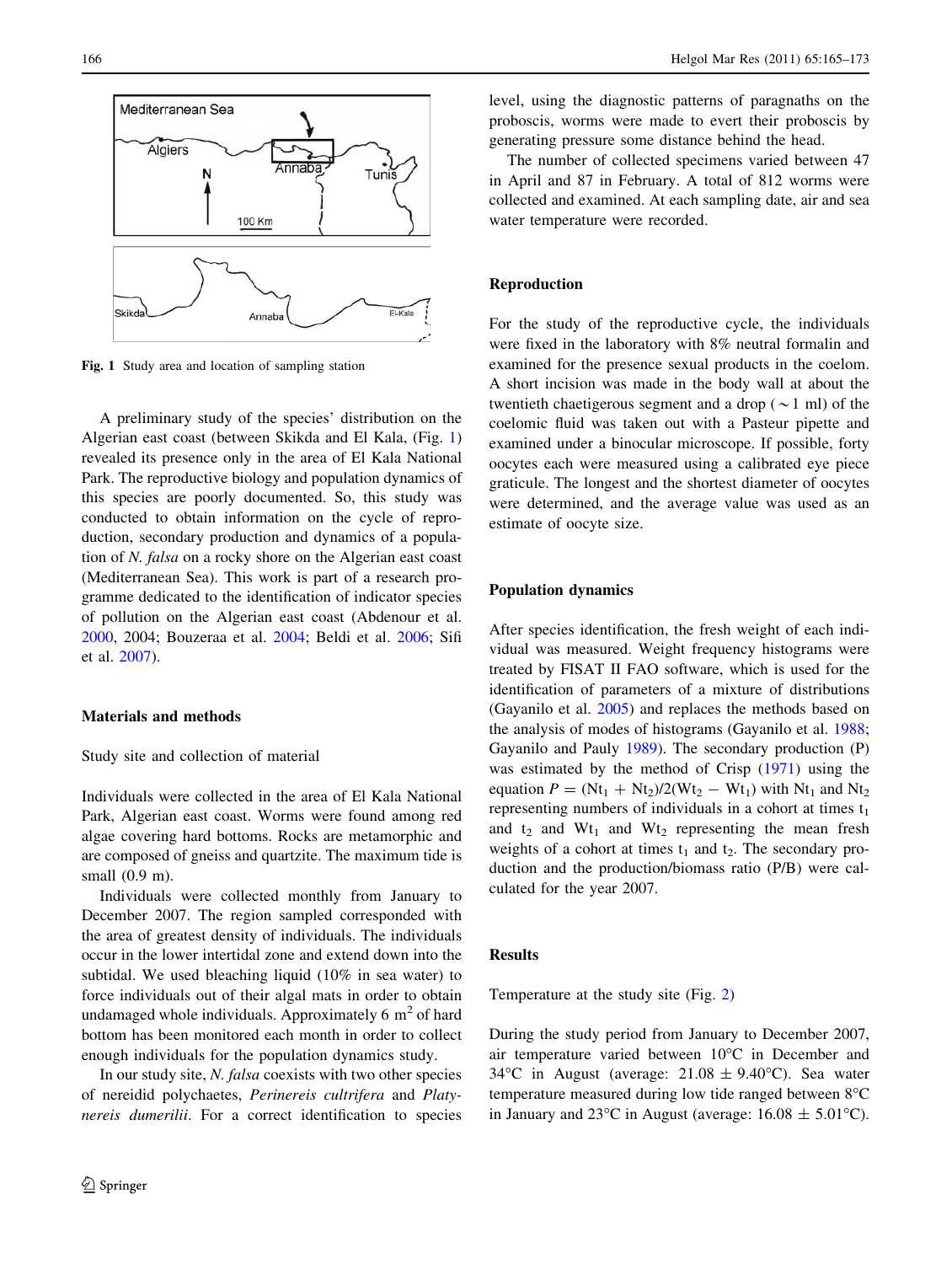Fig. 1 Study area and location of sampling station

A preliminary study of the species' distribution on the Algerian east coast (between Skikda and El Kala, (Fig. 1) revealed its presence only in the area of El Kala National Park. The reproductive biology and population dynamics of this species are poorly documented. So, this study was conducted to obtain information on the cycle of reproduction, secondary production and dynamics of a population of *N. falsa* on a rocky shore on the Algerian east coast (Mediterranean Sea). This work is part of a research programme dedicated to the identification of indicator species of pollution on the Algerian east coast (Abdenour et al. 2000, 2004; Bouzeraa et al. 2004; Beldi et al. 2006; Sifi et al. 2007).

## Materials and methods

### Study site and collection of material

Individuals were collected in the area of El Kala National Park, Algerian east coast. Worms were found among red algae covering hard bottoms. Rocks are metamorphic and are composed of gneiss and quartzite. The maximum tide is small (0.9 m).

Individuals were collected monthly from January to December 2007. The region sampled corresponded with the area of greatest density of individuals. The individuals occur in the lower intertidal zone and extend down into the subtidal. We used bleaching liquid (10% in sea water) to force individuals out of their algal mats in order to obtain undamaged whole individuals. Approximately 6 $m^2$ of hard bottom has been monitored each month in order to collect enough individuals for the population dynamics study.

In our study site, *N. falsa* coexists with two other species of nereidid polychaetes, *Perinereis cultrifera* and *Platynereis dumerilii*. For a correct identification to species level, using the diagnostic patterns of paragnaths on the proboscis, worms were made to evert their proboscis by generating pressure some distance behind the head.

The number of collected specimens varied between 47 in April and 87 in February. A total of 812 worms were collected and examined. At each sampling date, air and sea water temperature were recorded.

### Reproduction

For the study of the reproductive cycle, the individuals were fixed in the laboratory with 8% neutral formalin and examined for the presence sexual products in the coelom. A short incision was made in the body wall at about the twentieth chaetigerous segment and a drop (~1 ml) of the coelomic fluid was taken out with a Pasteur pipette and examined under a binocular microscope. If possible, forty oocytes each were measured using a calibrated eye piece graticule. The longest and the shortest diameter of oocytes were determined, and the average value was used as an estimate of oocyte size.

### Population dynamics

After species identification, the fresh weight of each individual was measured. Weight frequency histograms were treated by FISAT II FAO software, which is used for the identification of parameters of a mixture of distributions (Gayanilo et al. 2005) and replaces the methods based on the analysis of modes of histograms (Gayanilo et al. 1988; Gayanilo and Pauly 1989). The secondary production (P) was estimated by the method of Crisp (1971) using the equation $P = (Nt_1 + Nt_2)/2(Wt_2 - Wt_1)$ with $Nt_1$ and $Nt_2$ representing numbers of individuals in a cohort at times $t_1$ and $t_2$ and $Wt_1$ and $Wt_2$ representing the mean fresh weights of a cohort at times $t_1$ and $t_2$. The secondary production and the production/biomass ratio (P/B) were calculated for the year 2007.

## Results

### Temperature at the study site (Fig. 2)

During the study period from January to December 2007, air temperature varied between 10°C in December and 34°C in August (average: 21.08 ± 9.40°C). Sea water temperature measured during low tide ranged between 8°C in January and 23°C in August (average: 16.08 ± 5.01°C).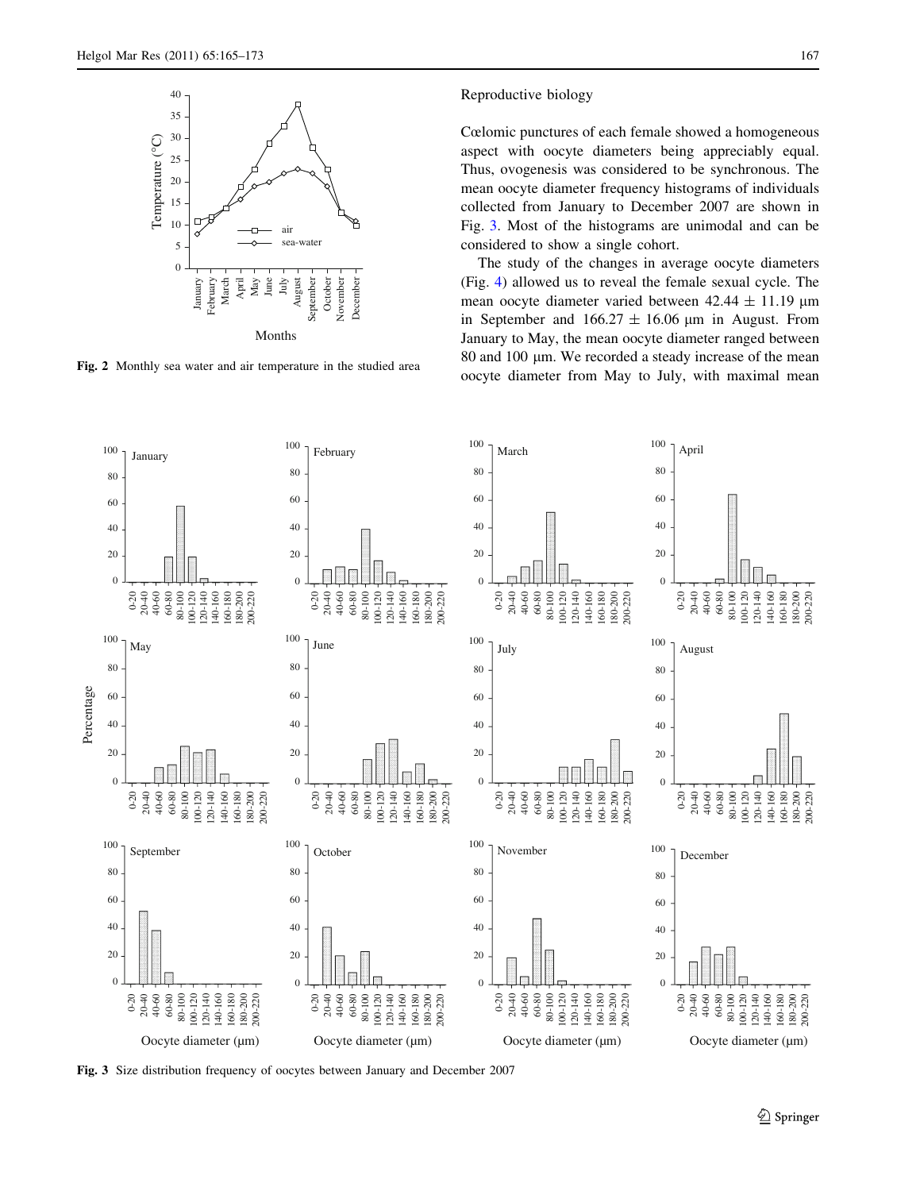Fig. 2 Monthly sea water and air temperature in the studied area

Reproductive biology

Cœlomic punctures of each female showed a homogeneous aspect with oocyte diameters being appreciably equal. Thus, ovogenesis was considered to be synchronous. The mean oocyte diameter frequency histograms of individuals collected from January to December 2007 are shown in Fig. 3. Most of the histograms are unimodal and can be considered to show a single cohort.

The study of the changes in average oocyte diameters (Fig. 4) allowed us to reveal the female sexual cycle. The mean oocyte diameter varied between 42.44 ± 11.19 µm in September and 166.27 ± 16.06 µm in August. From January to May, the mean oocyte diameter ranged between 80 and 100 µm. We recorded a steady increase of the mean oocyte diameter from May to July, with maximal mean

Fig. 3 Size distribution frequency of oocytes between January and December 2007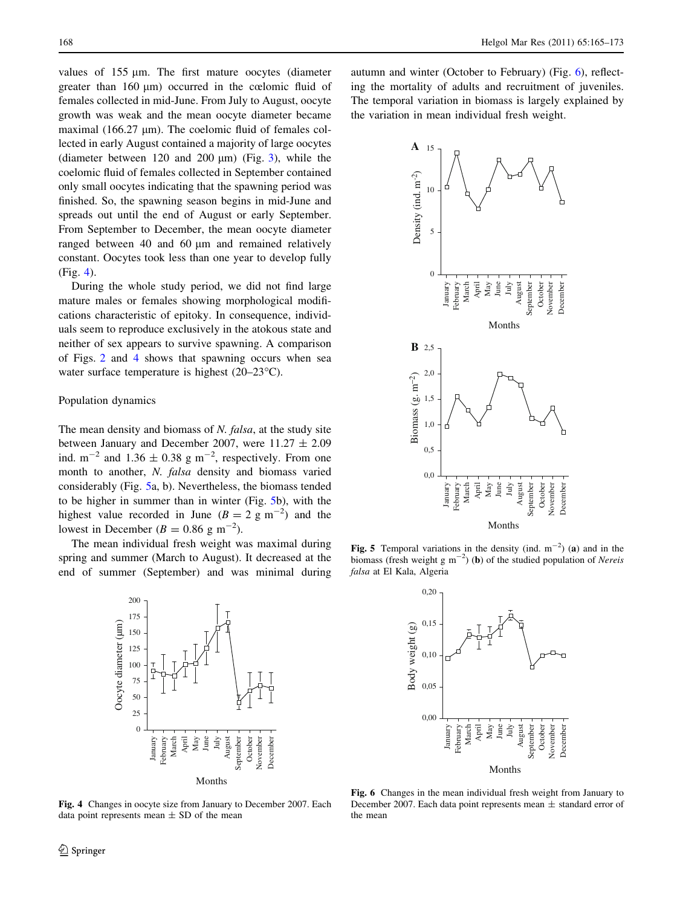values of 155 µm. The first mature oocytes (diameter greater than 160 µm) occurred in the cœlomic fluid of females collected in mid-June. From July to August, oocyte growth was weak and the mean oocyte diameter became maximal (166.27 µm). The coelomic fluid of females collected in early August contained a majority of large oocytes (diameter between 120 and 200 µm) (Fig. 3), while the coelomic fluid of females collected in September contained only small oocytes indicating that the spawning period was finished. So, the spawning season begins in mid-June and spreads out until the end of August or early September. From September to December, the mean oocyte diameter ranged between 40 and 60 µm and remained relatively constant. Oocytes took less than one year to develop fully (Fig. 4).

During the whole study period, we did not find large mature males or females showing morphological modifications characteristic of epitoky. In consequence, individuals seem to reproduce exclusively in the atokous state and neither of sex appears to survive spawning. A comparison of Figs. 2 and 4 shows that spawning occurs when sea water surface temperature is highest (20–23°C).

## Population dynamics

The mean density and biomass of *N. falsa*, at the study site between January and December 2007, were 11.27 ± 2.09 ind. $m^{-2}$ and 1.36 ± 0.38 g $m^{-2}$, respectively. From one month to another, *N. falsa* density and biomass varied considerably (Fig. 5a, b). Nevertheless, the biomass tended to be higher in summer than in winter (Fig. 5b), with the highest value recorded in June ($B = 2$ g $m^{-2}$) and the lowest in December ($B = 0.86$ g $m^{-2}$).

The mean individual fresh weight was maximal during spring and summer (March to August). It decreased at the end of summer (September) and was minimal during autumn and winter (October to February) (Fig. 6), reflecting the mortality of adults and recruitment of juveniles. The temporal variation in biomass is largely explained by the variation in mean individual fresh weight.

**Fig. 4** Changes in oocyte size from January to December 2007. Each data point represents mean ± SD of the mean

**Fig. 5** Temporal variations in the density (ind. $m^{-2}$) (**a**) and in the biomass (fresh weight g $m^{-2}$) (**b**) of the studied population of *Nereis falsa* at El Kala, Algeria

**Fig. 6** Changes in the mean individual fresh weight from January to December 2007. Each data point represents mean ± standard error of the mean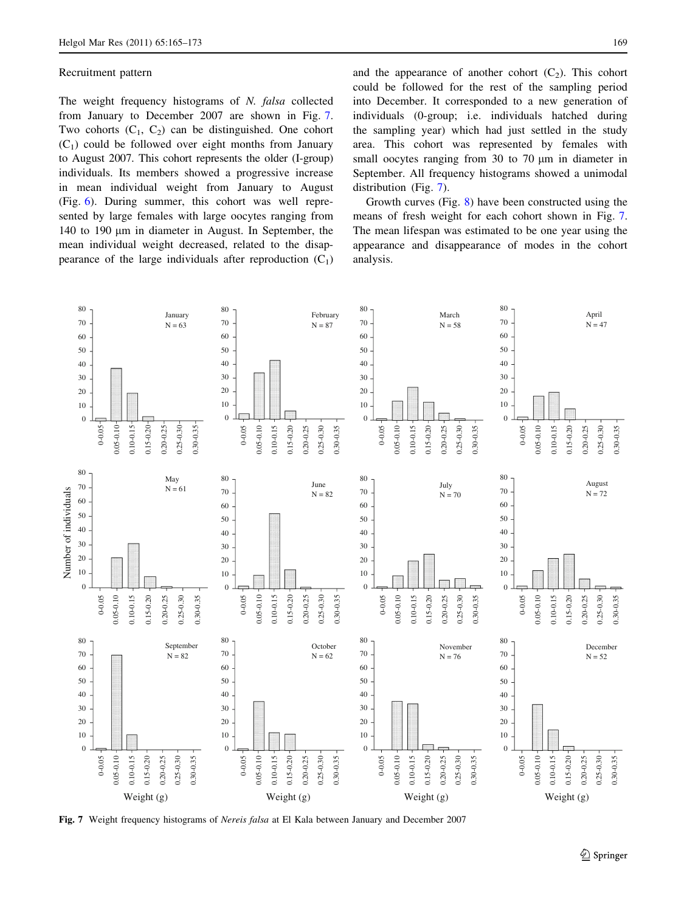## Recruitment pattern

The weight frequency histograms of *N. falsa* collected from January to December 2007 are shown in Fig. 7. Two cohorts ($C_1$, $C_2$) can be distinguished. One cohort ($C_1$) could be followed over eight months from January to August 2007. This cohort represents the older (I-group) individuals. Its members showed a progressive increase in mean individual weight from January to August (Fig. 6). During summer, this cohort was well represented by large females with large oocytes ranging from 140 to 190 µm in diameter in August. In September, the mean individual weight decreased, related to the disappearance of the large individuals after reproduction ($C_1$) and the appearance of another cohort ($C_2$). This cohort could be followed for the rest of the sampling period into December. It corresponded to a new generation of individuals (0-group; i.e. individuals hatched during the sampling year) which had just settled in the study area. This cohort was represented by females with small oocytes ranging from 30 to 70 µm in diameter in September. All frequency histograms showed a unimodal distribution (Fig. 7).

Growth curves (Fig. 8) have been constructed using the means of fresh weight for each cohort shown in Fig. 7. The mean lifespan was estimated to be one year using the appearance and disappearance of modes in the cohort analysis.

Fig. 7 Weight frequency histograms of *Nereis falsa* at El Kala between January and December 2007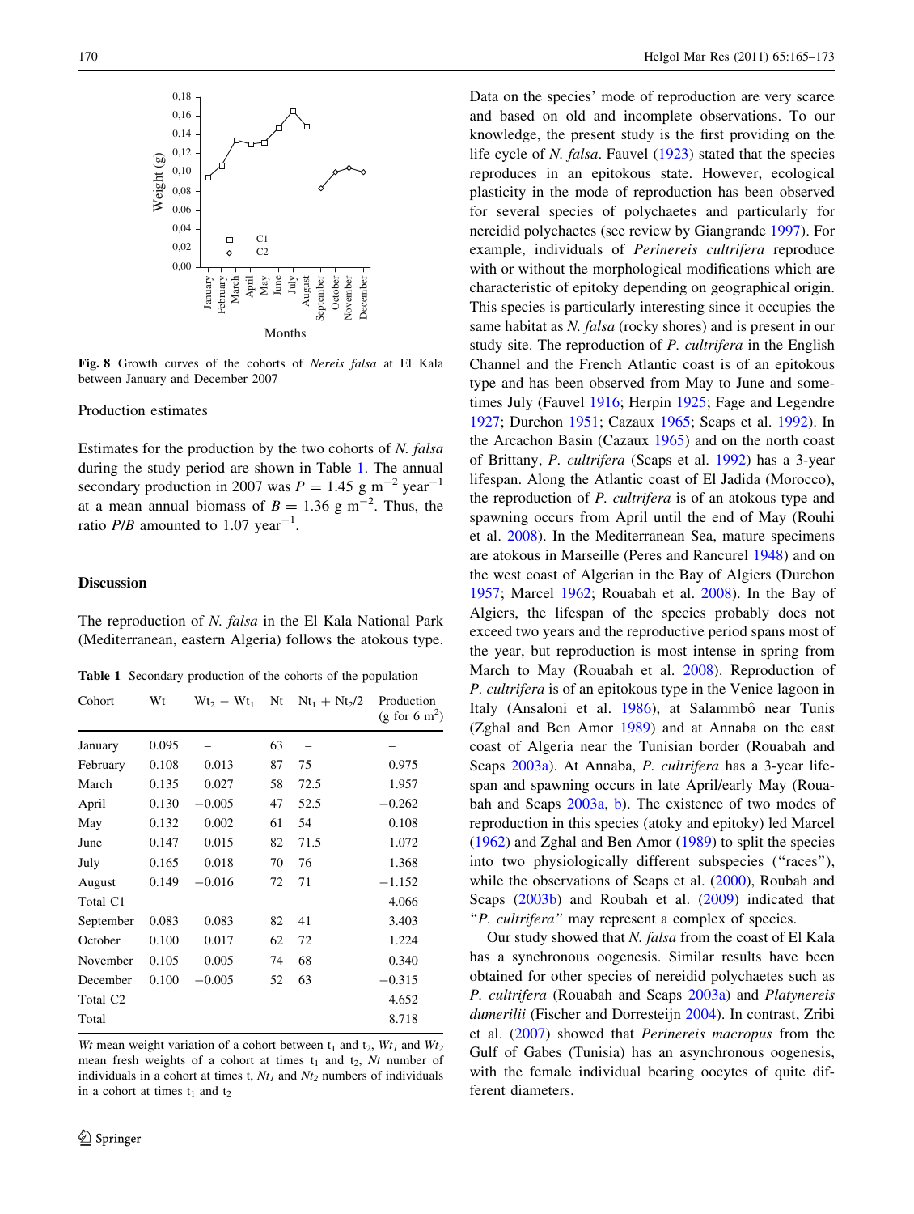Fig. 8 Growth curves of the cohorts of *Nereis falsa* at El Kala between January and December 2007

Production estimates

Estimates for the production by the two cohorts of *N. falsa* during the study period are shown in Table 1. The annual secondary production in 2007 was $P = 1.45$ g m$^{-2}$ year$^{-1}$ at a mean annual biomass of $B = 1.36$ g m$^{-2}$. Thus, the ratio *P*/*B* amounted to 1.07 year$^{-1}$.

## Discussion

The reproduction of *N. falsa* in the El Kala National Park (Mediterranean, eastern Algeria) follows the atokous type.

**Table 1** Secondary production of the cohorts of the population

| Cohort | Wt | $Wt_2 - Wt_1$ | Nt | $Nt_1 + Nt_2/2$ | Production (g for 6 m$^2$) |
|---|---|---|---|---|---|
| January | 0.095 | – | 63 | – | – |
| February | 0.108 | 0.013 | 87 | 75 | 0.975 |
| March | 0.135 | 0.027 | 58 | 72.5 | 1.957 |
| April | 0.130 | −0.005 | 47 | 52.5 | −0.262 |
| May | 0.132 | 0.002 | 61 | 54 | 0.108 |
| June | 0.147 | 0.015 | 82 | 71.5 | 1.072 |
| July | 0.165 | 0.018 | 70 | 76 | 1.368 |
| August | 0.149 | −0.016 | 72 | 71 | −1.152 |
| Total C1 | | | | | 4.066 |
| September | 0.083 | 0.083 | 82 | 41 | 3.403 |
| October | 0.100 | 0.017 | 62 | 72 | 1.224 |
| November | 0.105 | 0.005 | 74 | 68 | 0.340 |
| December | 0.100 | −0.005 | 52 | 63 | −0.315 |
| Total C2 | | | | | 4.652 |
| Total | | | | | 8.718 |

*Wt* mean weight variation of a cohort between $t_1$ and $t_2$, $Wt_1$ and $Wt_2$ mean fresh weights of a cohort at times $t_1$ and $t_2$, *Nt* number of individuals in a cohort at times t, $Nt_1$ and $Nt_2$ numbers of individuals in a cohort at times $t_1$ and $t_2$

Data on the species' mode of reproduction are very scarce and based on old and incomplete observations. To our knowledge, the present study is the first providing on the life cycle of *N. falsa*. Fauvel (1923) stated that the species reproduces in an epitokous state. However, ecological plasticity in the mode of reproduction has been observed for several species of polychaetes and particularly for nereidid polychaetes (see review by Giangrande 1997). For example, individuals of *Perinereis cultrifera* reproduce with or without the morphological modifications which are characteristic of epitoky depending on geographical origin. This species is particularly interesting since it occupies the same habitat as *N. falsa* (rocky shores) and is present in our study site. The reproduction of *P. cultrifera* in the English Channel and the French Atlantic coast is of an epitokous type and has been observed from May to June and sometimes July (Fauvel 1916; Herpin 1925; Fage and Legendre 1927; Durchon 1951; Cazaux 1965; Scaps et al. 1992). In the Arcachon Basin (Cazaux 1965) and on the north coast of Brittany, *P. cultrifera* (Scaps et al. 1992) has a 3-year lifespan. Along the Atlantic coast of El Jadida (Morocco), the reproduction of *P. cultrifera* is of an atokous type and spawning occurs from April until the end of May (Rouhi et al. 2008). In the Mediterranean Sea, mature specimens are atokous in Marseille (Peres and Rancurel 1948) and on the west coast of Algerian in the Bay of Algiers (Durchon 1957; Marcel 1962; Rouabah et al. 2008). In the Bay of Algiers, the lifespan of the species probably does not exceed two years and the reproductive period spans most of the year, but reproduction is most intense in spring from March to May (Rouabah et al. 2008). Reproduction of *P. cultrifera* is of an epitokous type in the Venice lagoon in Italy (Ansaloni et al. 1986), at Salammbô near Tunis (Zghal and Ben Amor 1989) and at Annaba on the east coast of Algeria near the Tunisian border (Rouabah and Scaps 2003a). At Annaba, *P. cultrifera* has a 3-year lifespan and spawning occurs in late April/early May (Rouabah and Scaps 2003a, b). The existence of two modes of reproduction in this species (atoky and epitoky) led Marcel (1962) and Zghal and Ben Amor (1989) to split the species into two physiologically different subspecies ("races"), while the observations of Scaps et al. (2000), Roubah and Scaps (2003b) and Roubah et al. (2009) indicated that "*P. cultrifera*" may represent a complex of species.

Our study showed that *N. falsa* from the coast of El Kala has a synchronous oogenesis. Similar results have been obtained for other species of nereidid polychaetes such as *P. cultrifera* (Rouabah and Scaps 2003a) and *Platynereis dumerilii* (Fischer and Dorresteijn 2004). In contrast, Zribi et al. (2007) showed that *Perinereis macropus* from the Gulf of Gabes (Tunisia) has an asynchronous oogenesis, with the female individual bearing oocytes of quite different diameters.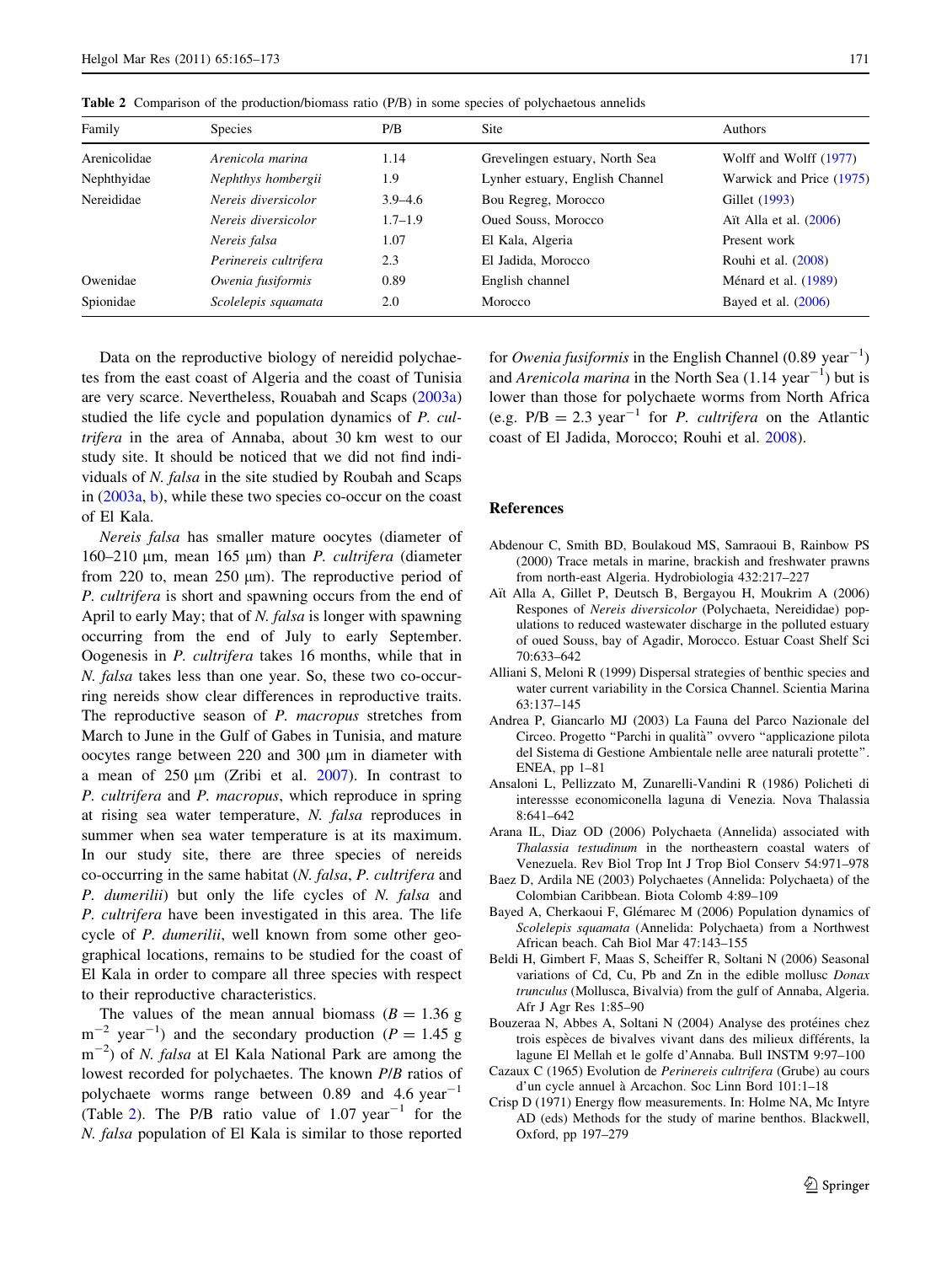**Table 2** Comparison of the production/biomass ratio (P/B) in some species of polychaetous annelids

| Family | Species | P/B | Site | Authors |
|---|---|---|---|---|
| Arenicolidae | *Arenicola marina* | 1.14 | Grevelingen estuary, North Sea | Wolff and Wolff (1977) |
| Nephthyidae | *Nephthys hombergii* | 1.9 | Lynher estuary, English Channel | Warwick and Price (1975) |
| Nereididae | *Nereis diversicolor* | 3.9–4.6 | Bou Regreg, Morocco | Gillet (1993) |
| | *Nereis diversicolor* | 1.7–1.9 | Oued Souss, Morocco | Aït Alla et al. (2006) |
| | *Nereis falsa* | 1.07 | El Kala, Algeria | Present work |
| | *Perinereis cultrifera* | 2.3 | El Jadida, Morocco | Rouhi et al. (2008) |
| Owenidae | *Owenia fusiformis* | 0.89 | English channel | Ménard et al. (1989) |
| Spionidae | *Scolelepis squamata* | 2.0 | Morocco | Bayed et al. (2006) |

Data on the reproductive biology of nereidid polychaetes from the east coast of Algeria and the coast of Tunisia are very scarce. Nevertheless, Rouabah and Scaps (2003a) studied the life cycle and population dynamics of *P. cultrifera* in the area of Annaba, about 30 km west to our study site. It should be noticed that we did not find individuals of *N. falsa* in the site studied by Roubah and Scaps in (2003a, b), while these two species co-occur on the coast of El Kala.

*Nereis falsa* has smaller mature oocytes (diameter of 160–210 µm, mean 165 µm) than *P. cultrifera* (diameter from 220 to, mean 250 µm). The reproductive period of *P. cultrifera* is short and spawning occurs from the end of April to early May; that of *N. falsa* is longer with spawning occurring from the end of July to early September. Oogenesis in *P. cultrifera* takes 16 months, while that in *N. falsa* takes less than one year. So, these two co-occurring nereids show clear differences in reproductive traits. The reproductive season of *P. macropus* stretches from March to June in the Gulf of Gabes in Tunisia, and mature oocytes range between 220 and 300 µm in diameter with a mean of 250 µm (Zribi et al. 2007). In contrast to *P. cultrifera* and *P. macropus*, which reproduce in spring at rising sea water temperature, *N. falsa* reproduces in summer when sea water temperature is at its maximum. In our study site, there are three species of nereids co-occurring in the same habitat (*N. falsa*, *P. cultrifera* and *P. dumerilii*) but only the life cycles of *N. falsa* and *P. cultrifera* have been investigated in this area. The life cycle of *P. dumerilii*, well known from some other geographical locations, remains to be studied for the coast of El Kala in order to compare all three species with respect to their reproductive characteristics.

The values of the mean annual biomass ($B = 1.36$ g $m^{-2}$ $year^{-1}$) and the secondary production ($P = 1.45$ g $m^{-2}$) of *N. falsa* at El Kala National Park are among the lowest recorded for polychaetes. The known *P/B* ratios of polychaete worms range between 0.89 and 4.6 $year^{-1}$ (Table 2). The P/B ratio value of 1.07 $year^{-1}$ for the *N. falsa* population of El Kala is similar to those reported for *Owenia fusiformis* in the English Channel (0.89 $year^{-1}$) and *Arenicola marina* in the North Sea (1.14 $year^{-1}$) but is lower than those for polychaete worms from North Africa (e.g. $P/B = 2.3$ $year^{-1}$ for *P. cultrifera* on the Atlantic coast of El Jadida, Morocco; Rouhi et al. 2008).

## References

Abdenour C, Smith BD, Boulakoud MS, Samraoui B, Rainbow PS (2000) Trace metals in marine, brackish and freshwater prawns from north-east Algeria. Hydrobiologia 432:217–227

Aït Alla A, Gillet P, Deutsch B, Bergayou H, Moukrim A (2006) Respones of *Nereis diversicolor* (Polychaeta, Nereididae) populations to reduced wastewater discharge in the polluted estuary of oued Souss, bay of Agadir, Morocco. Estuar Coast Shelf Sci 70:633–642

Alliani S, Meloni R (1999) Dispersal strategies of benthic species and water current variability in the Corsica Channel. Scientia Marina 63:137–145

Andrea P, Giancarlo MJ (2003) La Fauna del Parco Nazionale del Circeo. Progetto "Parchi in qualità" ovvero "applicazione pilota del Sistema di Gestione Ambientale nelle aree naturali protette". ENEA, pp 1–81

Ansaloni L, Pellizzato M, Zunarelli-Vandini R (1986) Policheti di interessse economiconella laguna di Venezia. Nova Thalassia 8:641–642

Arana IL, Diaz OD (2006) Polychaeta (Annelida) associated with *Thalassia testudinum* in the northeastern coastal waters of Venezuela. Rev Biol Trop Int J Trop Biol Conserv 54:971–978

Baez D, Ardila NE (2003) Polychaetes (Annelida: Polychaeta) of the Colombian Caribbean. Biota Colomb 4:89–109

Bayed A, Cherkaoui F, Glémarec M (2006) Population dynamics of *Scolelepis squamata* (Annelida: Polychaeta) from a Northwest African beach. Cah Biol Mar 47:143–155

Beldi H, Gimbert F, Maas S, Scheiffer R, Soltani N (2006) Seasonal variations of Cd, Cu, Pb and Zn in the edible mollusc *Donax trunculus* (Mollusca, Bivalvia) from the gulf of Annaba, Algeria. Afr J Agr Res 1:85–90

Bouzeraa N, Abbes A, Soltani N (2004) Analyse des protéines chez trois espèces de bivalves vivant dans des milieux différents, la lagune El Mellah et le golfe d'Annaba. Bull INSTM 9:97–100

Cazaux C (1965) Evolution de *Perinereis cultrifera* (Grube) au cours d'un cycle annuel à Arcachon. Soc Linn Bord 101:1–18

Crisp D (1971) Energy flow measurements. In: Holme NA, Mc Intyre AD (eds) Methods for the study of marine benthos. Blackwell, Oxford, pp 197–279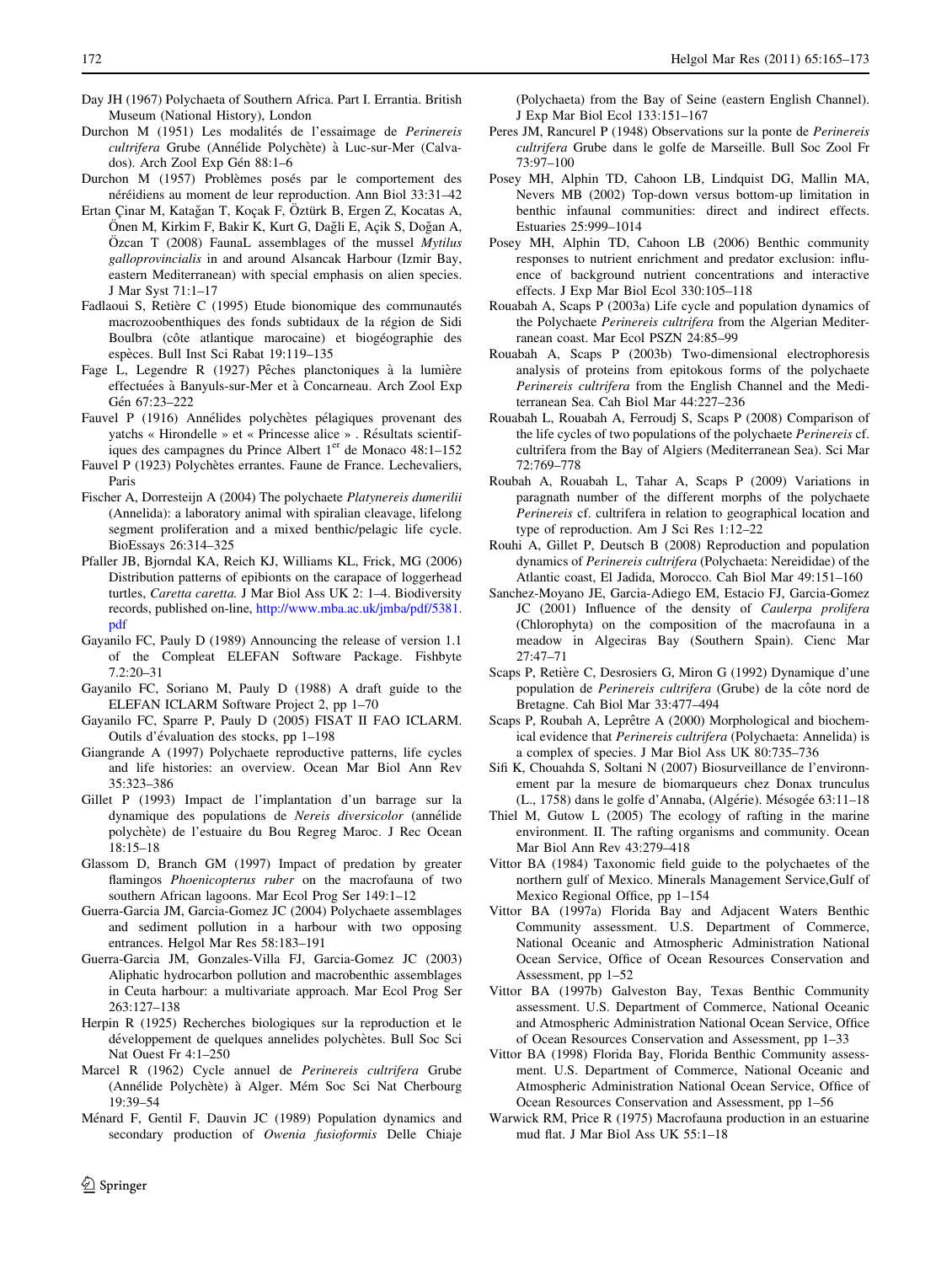Day JH (1967) Polychaeta of Southern Africa. Part I. Errantia. British Museum (National History), London

Durchon M (1951) Les modalités de l'essaimage de *Perinereis cultrifera* Grube (Annélide Polychète) à Luc-sur-Mer (Calvados). Arch Zool Exp Gén 88:1–6

Durchon M (1957) Problèmes posés par le comportement des néréidiens au moment de leur reproduction. Ann Biol 33:31–42

Ertan Çinar M, Katağan T, Koçak F, Öztürk B, Ergen Z, Kocatas A, Önen M, Kirkim F, Bakir K, Kurt G, Dağli E, Açik S, Doğan A, Özcan T (2008) FaunaL assemblages of the mussel *Mytilus galloprovincialis* in and around Alsancak Harbour (Izmir Bay, eastern Mediterranean) with special emphasis on alien species. J Mar Syst 71:1–17

Fadlaoui S, Retière C (1995) Etude bionomique des communautés macrozoobenthiques des fonds subtidaux de la région de Sidi Boulbra (côte atlantique marocaine) et biogéographie des espèces. Bull Inst Sci Rabat 19:119–135

Fage L, Legendre R (1927) Pêches planctoniques à la lumière effectuées à Banyuls-sur-Mer et à Concarneau. Arch Zool Exp Gén 67:23–222

Fauvel P (1916) Annélides polychètes pélagiques provenant des yatchs « Hirondelle » et « Princesse alice » . Résultats scientifiques des campagnes du Prince Albert 1er de Monaco 48:1–152

Fauvel P (1923) Polychètes errantes. Faune de France. Lechevaliers, Paris

Fischer A, Dorresteijn A (2004) The polychaete *Platynereis dumerilii* (Annelida): a laboratory animal with spiralian cleavage, lifelong segment proliferation and a mixed benthic/pelagic life cycle. BioEssays 26:314–325

Pfaller JB, Bjorndal KA, Reich KJ, Williams KL, Frick, MG (2006) Distribution patterns of epibionts on the carapace of loggerhead turtles, *Caretta caretta.* J Mar Biol Ass UK 2: 1–4. Biodiversity records, published on-line, http://www.mba.ac.uk/jmba/pdf/5381.pdf

Gayanilo FC, Pauly D (1989) Announcing the release of version 1.1 of the Compleat ELEFAN Software Package. Fishbyte 7.2:20–31

Gayanilo FC, Soriano M, Pauly D (1988) A draft guide to the ELEFAN ICLARM Software Project 2, pp 1–70

Gayanilo FC, Sparre P, Pauly D (2005) FISAT II FAO ICLARM. Outils d'évaluation des stocks, pp 1–198

Giangrande A (1997) Polychaete reproductive patterns, life cycles and life histories: an overview. Ocean Mar Biol Ann Rev 35:323–386

Gillet P (1993) Impact de l'implantation d'un barrage sur la dynamique des populations de *Nereis diversicolor* (annélide polychète) de l'estuaire du Bou Regreg Maroc. J Rec Ocean 18:15–18

Glassom D, Branch GM (1997) Impact of predation by greater flamingos *Phoenicopterus ruber* on the macrofauna of two southern African lagoons. Mar Ecol Prog Ser 149:1–12

Guerra-Garcia JM, Garcia-Gomez JC (2004) Polychaete assemblages and sediment pollution in a harbour with two opposing entrances. Helgol Mar Res 58:183–191

Guerra-Garcia JM, Gonzales-Villa FJ, Garcia-Gomez JC (2003) Aliphatic hydrocarbon pollution and macrobenthic assemblages in Ceuta harbour: a multivariate approach. Mar Ecol Prog Ser 263:127–138

Herpin R (1925) Recherches biologiques sur la reproduction et le développement de quelques annelides polychètes. Bull Soc Sci Nat Ouest Fr 4:1–250

Marcel R (1962) Cycle annuel de *Perinereis cultrifera* Grube (Annélide Polychète) à Alger. Mém Soc Sci Nat Cherbourg 19:39–54

Ménard F, Gentil F, Dauvin JC (1989) Population dynamics and secondary production of *Owenia fusioformis* Delle Chiaje (Polychaeta) from the Bay of Seine (eastern English Channel). J Exp Mar Biol Ecol 133:151–167

Peres JM, Rancurel P (1948) Observations sur la ponte de *Perinereis cultrifera* Grube dans le golfe de Marseille. Bull Soc Zool Fr 73:97–100

Posey MH, Alphin TD, Cahoon LB, Lindquist DG, Mallin MA, Nevers MB (2002) Top-down versus bottom-up limitation in benthic infaunal communities: direct and indirect effects. Estuaries 25:999–1014

Posey MH, Alphin TD, Cahoon LB (2006) Benthic community responses to nutrient enrichment and predator exclusion: influence of background nutrient concentrations and interactive effects. J Exp Mar Biol Ecol 330:105–118

Rouabah A, Scaps P (2003a) Life cycle and population dynamics of the Polychaete *Perinereis cultrifera* from the Algerian Mediterranean coast. Mar Ecol PSZN 24:85–99

Rouabah A, Scaps P (2003b) Two-dimensional electrophoresis analysis of proteins from epitokous forms of the polychaete *Perinereis cultrifera* from the English Channel and the Mediterranean Sea. Cah Biol Mar 44:227–236

Rouabah L, Rouabah A, Ferroudj S, Scaps P (2008) Comparison of the life cycles of two populations of the polychaete *Perinereis* cf. cultrifera from the Bay of Algiers (Mediterranean Sea). Sci Mar 72:769–778

Roubah A, Rouabah L, Tahar A, Scaps P (2009) Variations in paragnath number of the different morphs of the polychaete *Perinereis* cf. cultrifera in relation to geographical location and type of reproduction. Am J Sci Res 1:12–22

Rouhi A, Gillet P, Deutsch B (2008) Reproduction and population dynamics of *Perinereis cultrifera* (Polychaeta: Nereididae) of the Atlantic coast, El Jadida, Morocco. Cah Biol Mar 49:151–160

Sanchez-Moyano JE, Garcia-Adiego EM, Estacio FJ, Garcia-Gomez JC (2001) Influence of the density of *Caulerpa prolifera* (Chlorophyta) on the composition of the macrofauna in a meadow in Algeciras Bay (Southern Spain). Cienc Mar 27:47–71

Scaps P, Retière C, Desrosiers G, Miron G (1992) Dynamique d'une population de *Perinereis cultrifera* (Grube) de la côte nord de Bretagne. Cah Biol Mar 33:477–494

Scaps P, Roubah A, Leprêtre A (2000) Morphological and biochemical evidence that *Perinereis cultrifera* (Polychaeta: Annelida) is a complex of species. J Mar Biol Ass UK 80:735–736

Sifi K, Chouahda S, Soltani N (2007) Biosurveillance de l'environnement par la mesure de biomarqueurs chez Donax trunculus (L., 1758) dans le golfe d'Annaba, (Algérie). Mésogée 63:11–18

Thiel M, Gutow L (2005) The ecology of rafting in the marine environment. II. The rafting organisms and community. Ocean Mar Biol Ann Rev 43:279–418

Vittor BA (1984) Taxonomic field guide to the polychaetes of the northern gulf of Mexico. Minerals Management Service,Gulf of Mexico Regional Office, pp 1–154

Vittor BA (1997a) Florida Bay and Adjacent Waters Benthic Community assessment. U.S. Department of Commerce, National Oceanic and Atmospheric Administration National Ocean Service, Office of Ocean Resources Conservation and Assessment, pp 1–52

Vittor BA (1997b) Galveston Bay, Texas Benthic Community assessment. U.S. Department of Commerce, National Oceanic and Atmospheric Administration National Ocean Service, Office of Ocean Resources Conservation and Assessment, pp 1–33

Vittor BA (1998) Florida Bay, Florida Benthic Community assessment. U.S. Department of Commerce, National Oceanic and Atmospheric Administration National Ocean Service, Office of Ocean Resources Conservation and Assessment, pp 1–56

Warwick RM, Price R (1975) Macrofauna production in an estuarine mud flat. J Mar Biol Ass UK 55:1–18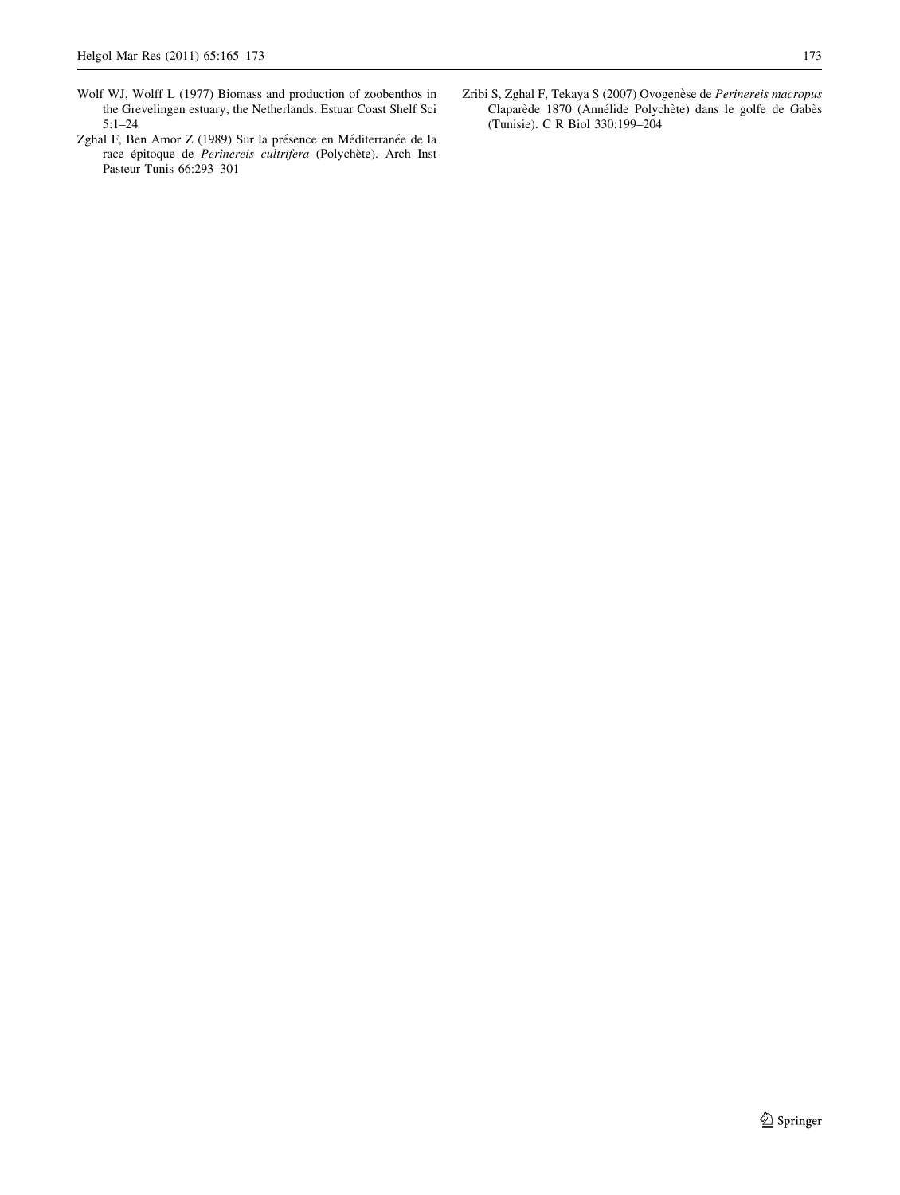Wolf WJ, Wolff L (1977) Biomass and production of zoobenthos in the Grevelingen estuary, the Netherlands. Estuar Coast Shelf Sci 5:1–24

Zghal F, Ben Amor Z (1989) Sur la présence en Méditerranée de la race épitoque de *Perinereis cultrifera* (Polychète). Arch Inst Pasteur Tunis 66:293–301

Zribi S, Zghal F, Tekaya S (2007) Ovogenèse de *Perinereis macropus* Claparède 1870 (Annélide Polychète) dans le golfe de Gabès (Tunisie). C R Biol 330:199–204